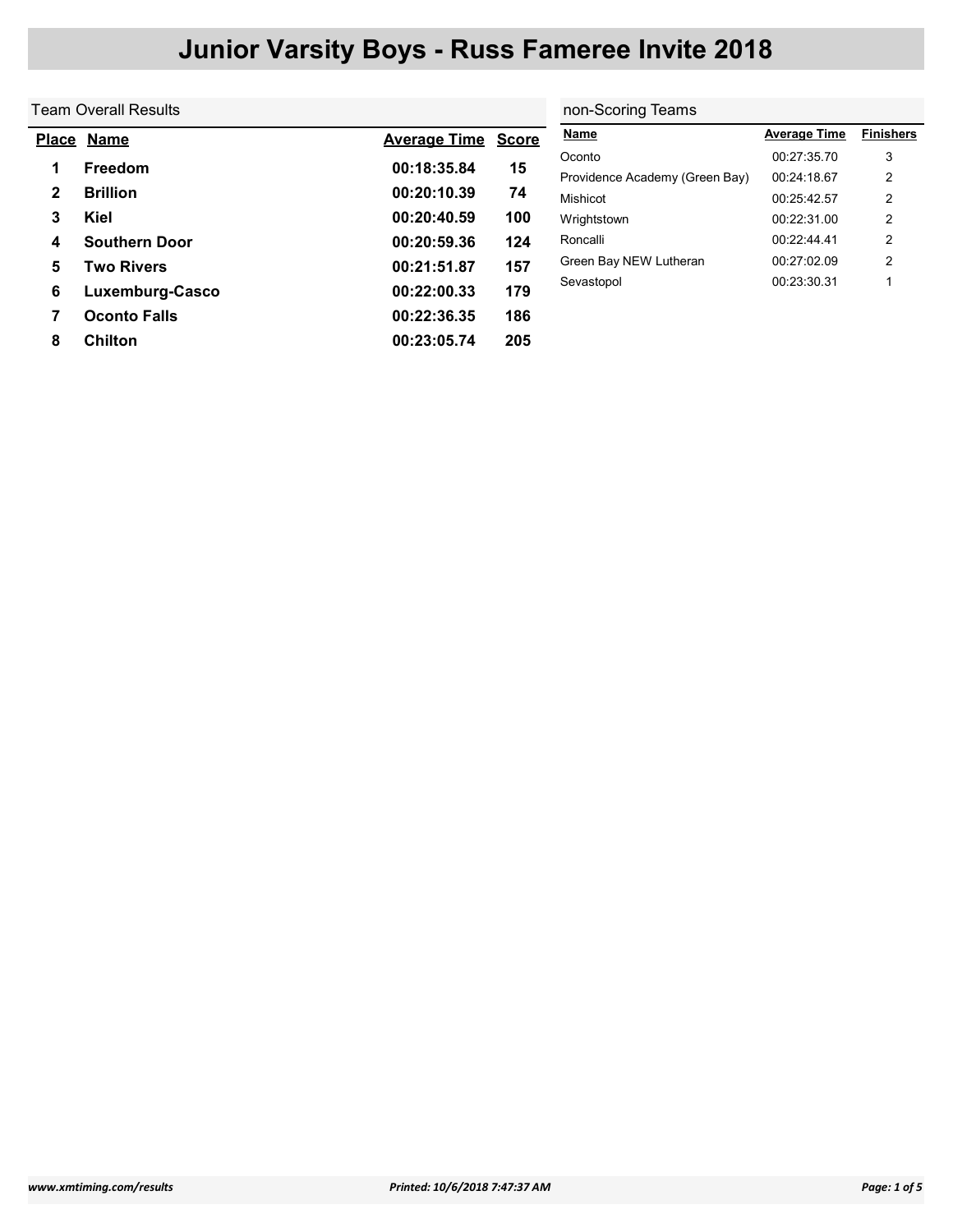# Junior Varsity Boys - Russ Fameree Invite 2018

## Team Overall Results

| Place | Name | Average Time | Score |
|---|---|---|---|
| 1 | Freedom | 00:18:35.84 | 15 |
| 2 | Brillion | 00:20:10.39 | 74 |
| 3 | Kiel | 00:20:40.59 | 100 |
| 4 | Southern Door | 00:20:59.36 | 124 |
| 5 | Two Rivers | 00:21:51.87 | 157 |
| 6 | Luxemburg-Casco | 00:22:00.33 | 179 |
| 7 | Oconto Falls | 00:22:36.35 | 186 |
| 8 | Chilton | 00:23:05.74 | 205 |

## non-Scoring Teams

| Name | Average Time | Finishers |
|---|---|---|
| Oconto | 00:27:35.70 | 3 |
| Providence Academy (Green Bay) | 00:24:18.67 | 2 |
| Mishicot | 00:25:42.57 | 2 |
| Wrightstown | 00:22:31.00 | 2 |
| Roncalli | 00:22:44.41 | 2 |
| Green Bay NEW Lutheran | 00:27:02.09 | 2 |
| Sevastopol | 00:23:30.31 | 1 |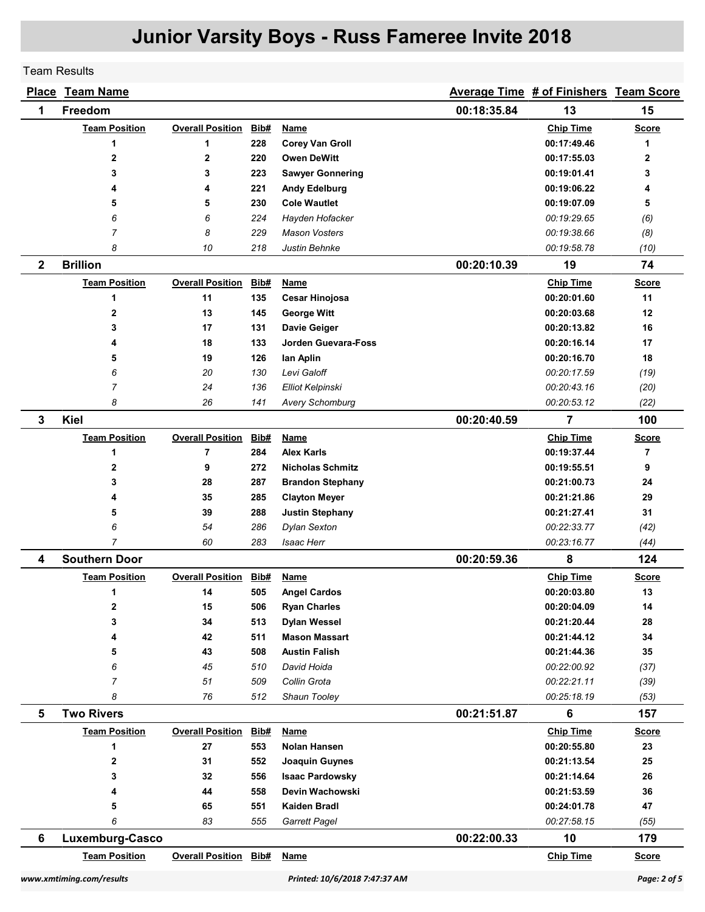# Junior Varsity Boys - Russ Fameree Invite 2018

Team Results

| Place | Team Name | Average Time | # of Finishers | Team Score |
|---|---|---|---|---|
| 1 | Freedom | 00:18:35.84 | 13 | 15 |

| Team Position | Overall Position | Bib# | Name | Chip Time | Score |
|---|---|---|---|---|---|
| 1 | 1 | 228 | Corey Van Groll | 00:17:49.46 | 1 |
| 2 | 2 | 220 | Owen DeWitt | 00:17:55.03 | 2 |
| 3 | 3 | 223 | Sawyer Gonnering | 00:19:01.41 | 3 |
| 4 | 4 | 221 | Andy Edelburg | 00:19:06.22 | 4 |
| 5 | 5 | 230 | Cole Wautlet | 00:19:07.09 | 5 |
| *6* | *6* | *224* | *Hayden Hofacker* | *00:19:29.65* | *(6)* |
| *7* | *8* | *229* | *Mason Vosters* | *00:19:38.66* | *(8)* |
| *8* | *10* | *218* | *Justin Behnke* | *00:19:58.78* | *(10)* |

| Place | Team Name | Average Time | # of Finishers | Team Score |
|---|---|---|---|---|
| 2 | Brillion | 00:20:10.39 | 19 | 74 |

| Team Position | Overall Position | Bib# | Name | Chip Time | Score |
|---|---|---|---|---|---|
| 1 | 11 | 135 | Cesar Hinojosa | 00:20:01.60 | 11 |
| 2 | 13 | 145 | George Witt | 00:20:03.68 | 12 |
| 3 | 17 | 131 | Davie Geiger | 00:20:13.82 | 16 |
| 4 | 18 | 133 | Jorden Guevara-Foss | 00:20:16.14 | 17 |
| 5 | 19 | 126 | Ian Aplin | 00:20:16.70 | 18 |
| *6* | *20* | *130* | *Levi Galoff* | *00:20:17.59* | *(19)* |
| *7* | *24* | *136* | *Elliot Kelpinski* | *00:20:43.16* | *(20)* |
| *8* | *26* | *141* | *Avery Schomburg* | *00:20:53.12* | *(22)* |

| Place | Team Name | Average Time | # of Finishers | Team Score |
|---|---|---|---|---|
| 3 | Kiel | 00:20:40.59 | 7 | 100 |

| Team Position | Overall Position | Bib# | Name | Chip Time | Score |
|---|---|---|---|---|---|
| 1 | 7 | 284 | Alex Karls | 00:19:37.44 | 7 |
| 2 | 9 | 272 | Nicholas Schmitz | 00:19:55.51 | 9 |
| 3 | 28 | 287 | Brandon Stephany | 00:21:00.73 | 24 |
| 4 | 35 | 285 | Clayton Meyer | 00:21:21.86 | 29 |
| 5 | 39 | 288 | Justin Stephany | 00:21:27.41 | 31 |
| *6* | *54* | *286* | *Dylan Sexton* | *00:22:33.77* | *(42)* |
| *7* | *60* | *283* | *Isaac Herr* | *00:23:16.77* | *(44)* |

| Place | Team Name | Average Time | # of Finishers | Team Score |
|---|---|---|---|---|
| 4 | Southern Door | 00:20:59.36 | 8 | 124 |

| Team Position | Overall Position | Bib# | Name | Chip Time | Score |
|---|---|---|---|---|---|
| 1 | 14 | 505 | Angel Cardos | 00:20:03.80 | 13 |
| 2 | 15 | 506 | Ryan Charles | 00:20:04.09 | 14 |
| 3 | 34 | 513 | Dylan Wessel | 00:21:20.44 | 28 |
| 4 | 42 | 511 | Mason Massart | 00:21:44.12 | 34 |
| 5 | 43 | 508 | Austin Falish | 00:21:44.36 | 35 |
| *6* | *45* | *510* | *David Hoida* | *00:22:00.92* | *(37)* |
| *7* | *51* | *509* | *Collin Grota* | *00:22:21.11* | *(39)* |
| *8* | *76* | *512* | *Shaun Tooley* | *00:25:18.19* | *(53)* |

| Place | Team Name | Average Time | # of Finishers | Team Score |
|---|---|---|---|---|
| 5 | Two Rivers | 00:21:51.87 | 6 | 157 |

| Team Position | Overall Position | Bib# | Name | Chip Time | Score |
|---|---|---|---|---|---|
| 1 | 27 | 553 | Nolan Hansen | 00:20:55.80 | 23 |
| 2 | 31 | 552 | Joaquin Guynes | 00:21:13.54 | 25 |
| 3 | 32 | 556 | Isaac Pardowsky | 00:21:14.64 | 26 |
| 4 | 44 | 558 | Devin Wachowski | 00:21:53.59 | 36 |
| 5 | 65 | 551 | Kaiden Bradl | 00:24:01.78 | 47 |
| *6* | *83* | *555* | *Garrett Pagel* | *00:27:58.15* | *(55)* |

| Place | Team Name | Average Time | # of Finishers | Team Score |
|---|---|---|---|---|
| 6 | Luxemburg-Casco | 00:22:00.33 | 10 | 179 |

| Team Position | Overall Position | Bib# | Name | Chip Time | Score |
|---|---|---|---|---|---|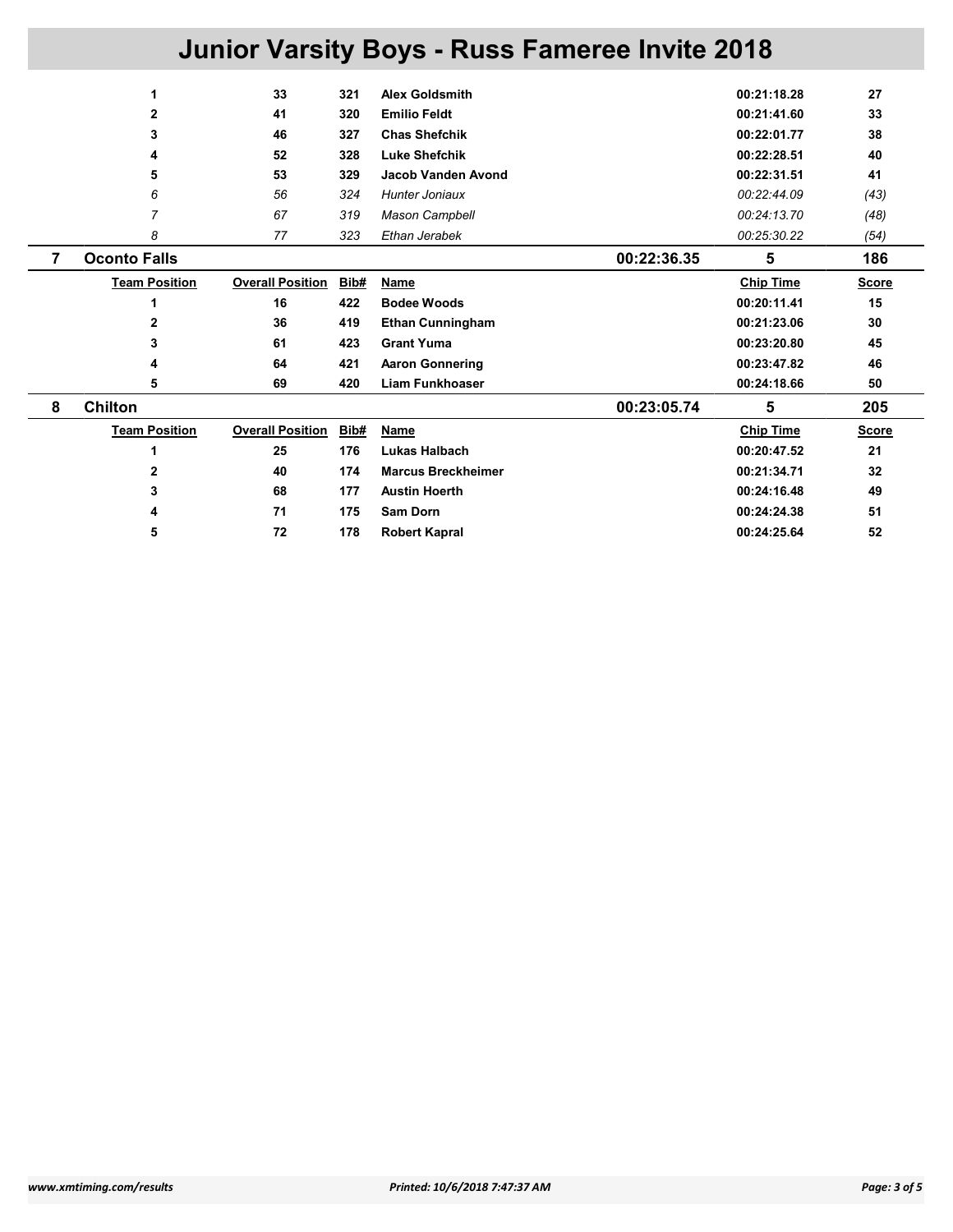# Junior Varsity Boys - Russ Fameree Invite 2018

| Team Position | Overall Position | Bib# | Name | | Chip Time | Score |
|---|---|---|---|---|---|---|
| **1** | **33** | **321** | **Alex Goldsmith** | | **00:21:18.28** | **27** |
| **2** | **41** | **320** | **Emilio Feldt** | | **00:21:41.60** | **33** |
| **3** | **46** | **327** | **Chas Shefchik** | | **00:22:01.77** | **38** |
| **4** | **52** | **328** | **Luke Shefchik** | | **00:22:28.51** | **40** |
| **5** | **53** | **329** | **Jacob Vanden Avond** | | **00:22:31.51** | **41** |
| *6* | *56* | *324* | *Hunter Joniaux* | | *00:22:44.09* | *(43)* |
| *7* | *67* | *319* | *Mason Campbell* | | *00:24:13.70* | *(48)* |
| *8* | *77* | *323* | *Ethan Jerabek* | | *00:25:30.22* | *(54)* |

## 7 Oconto Falls — 00:22:36.35 — 5 — 186

| Team Position | Overall Position | Bib# | Name | Chip Time | Score |
|---|---|---|---|---|---|
| **1** | **16** | **422** | **Bodee Woods** | **00:20:11.41** | **15** |
| **2** | **36** | **419** | **Ethan Cunningham** | **00:21:23.06** | **30** |
| **3** | **61** | **423** | **Grant Yuma** | **00:23:20.80** | **45** |
| **4** | **64** | **421** | **Aaron Gonnering** | **00:23:47.82** | **46** |
| **5** | **69** | **420** | **Liam Funkhoaser** | **00:24:18.66** | **50** |

## 8 Chilton — 00:23:05.74 — 5 — 205

| Team Position | Overall Position | Bib# | Name | Chip Time | Score |
|---|---|---|---|---|---|
| **1** | **25** | **176** | **Lukas Halbach** | **00:20:47.52** | **21** |
| **2** | **40** | **174** | **Marcus Breckheimer** | **00:21:34.71** | **32** |
| **3** | **68** | **177** | **Austin Hoerth** | **00:24:16.48** | **49** |
| **4** | **71** | **175** | **Sam Dorn** | **00:24:24.38** | **51** |
| **5** | **72** | **178** | **Robert Kapral** | **00:24:25.64** | **52** |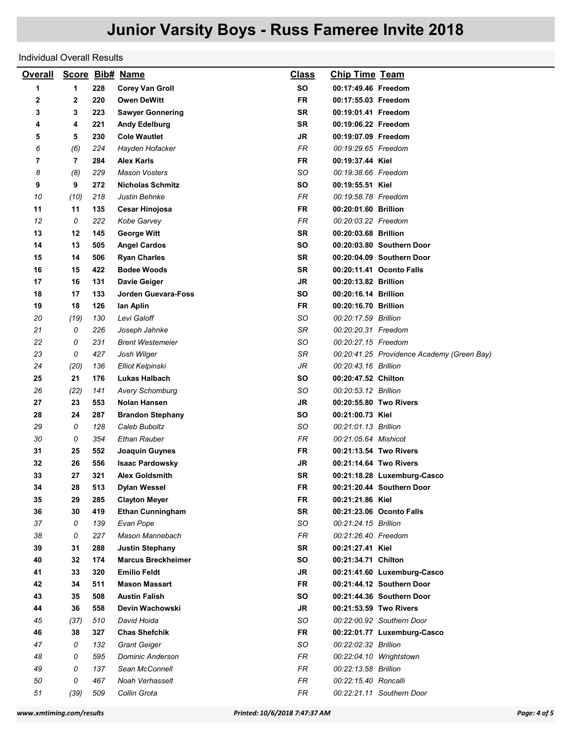# Junior Varsity Boys - Russ Fameree Invite 2018

Individual Overall Results

| Overall | Score | Bib# | Name | Class | Chip Time | Team |
|---|---|---|---|---|---|---|
| **1** | **1** | **228** | **Corey Van Groll** | **SO** | **00:17:49.46** | **Freedom** |
| **2** | **2** | **220** | **Owen DeWitt** | **FR** | **00:17:55.03** | **Freedom** |
| **3** | **3** | **223** | **Sawyer Gonnering** | **SR** | **00:19:01.41** | **Freedom** |
| **4** | **4** | **221** | **Andy Edelburg** | **SR** | **00:19:06.22** | **Freedom** |
| **5** | **5** | **230** | **Cole Wautlet** | **JR** | **00:19:07.09** | **Freedom** |
| *6* | *(6)* | *224* | *Hayden Hofacker* | *FR* | *00:19:29.65* | *Freedom* |
| **7** | **7** | **284** | **Alex Karls** | **FR** | **00:19:37.44** | **Kiel** |
| *8* | *(8)* | *229* | *Mason Vosters* | *SO* | *00:19:38.66* | *Freedom* |
| **9** | **9** | **272** | **Nicholas Schmitz** | **SO** | **00:19:55.51** | **Kiel** |
| *10* | *(10)* | *218* | *Justin Behnke* | *FR* | *00:19:58.78* | *Freedom* |
| **11** | **11** | **135** | **Cesar Hinojosa** | **FR** | **00:20:01.60** | **Brillion** |
| *12* | *0* | *222* | *Kobe Garvey* | *FR* | *00:20:03.22* | *Freedom* |
| **13** | **12** | **145** | **George Witt** | **SR** | **00:20:03.68** | **Brillion** |
| **14** | **13** | **505** | **Angel Cardos** | **SO** | **00:20:03.80** | **Southern Door** |
| **15** | **14** | **506** | **Ryan Charles** | **SR** | **00:20:04.09** | **Southern Door** |
| **16** | **15** | **422** | **Bodee Woods** | **SR** | **00:20:11.41** | **Oconto Falls** |
| **17** | **16** | **131** | **Davie Geiger** | **JR** | **00:20:13.82** | **Brillion** |
| **18** | **17** | **133** | **Jorden Guevara-Foss** | **SO** | **00:20:16.14** | **Brillion** |
| **19** | **18** | **126** | **Ian Aplin** | **FR** | **00:20:16.70** | **Brillion** |
| *20* | *(19)* | *130* | *Levi Galoff* | *SO* | *00:20:17.59* | *Brillion* |
| *21* | *0* | *226* | *Joseph Jahnke* | *SR* | *00:20:20.31* | *Freedom* |
| *22* | *0* | *231* | *Brent Westemeier* | *SO* | *00:20:27.15* | *Freedom* |
| *23* | *0* | *427* | *Josh Wilger* | *SR* | *00:20:41.25* | *Providence Academy (Green Bay)* |
| *24* | *(20)* | *136* | *Elliot Kelpinski* | *JR* | *00:20:43.16* | *Brillion* |
| **25** | **21** | **176** | **Lukas Halbach** | **SO** | **00:20:47.52** | **Chilton** |
| *26* | *(22)* | *141* | *Avery Schomburg* | *SO* | *00:20:53.12* | *Brillion* |
| **27** | **23** | **553** | **Nolan Hansen** | **JR** | **00:20:55.80** | **Two Rivers** |
| **28** | **24** | **287** | **Brandon Stephany** | **SO** | **00:21:00.73** | **Kiel** |
| *29* | *0* | *128* | *Caleb Buboltz* | *SO* | *00:21:01.13* | *Brillion* |
| *30* | *0* | *354* | *Ethan Rauber* | *FR* | *00:21:05.64* | *Mishicot* |
| **31** | **25** | **552** | **Joaquin Guynes** | **FR** | **00:21:13.54** | **Two Rivers** |
| **32** | **26** | **556** | **Isaac Pardowsky** | **JR** | **00:21:14.64** | **Two Rivers** |
| **33** | **27** | **321** | **Alex Goldsmith** | **SR** | **00:21:18.28** | **Luxemburg-Casco** |
| **34** | **28** | **513** | **Dylan Wessel** | **FR** | **00:21:20.44** | **Southern Door** |
| **35** | **29** | **285** | **Clayton Meyer** | **FR** | **00:21:21.86** | **Kiel** |
| **36** | **30** | **419** | **Ethan Cunningham** | **SR** | **00:21:23.06** | **Oconto Falls** |
| *37* | *0* | *139* | *Evan Pope* | *SO* | *00:21:24.15* | *Brillion* |
| *38* | *0* | *227* | *Mason Mannebach* | *FR* | *00:21:26.40* | *Freedom* |
| **39** | **31** | **288** | **Justin Stephany** | **SR** | **00:21:27.41** | **Kiel** |
| **40** | **32** | **174** | **Marcus Breckheimer** | **SO** | **00:21:34.71** | **Chilton** |
| **41** | **33** | **320** | **Emilio Feldt** | **JR** | **00:21:41.60** | **Luxemburg-Casco** |
| **42** | **34** | **511** | **Mason Massart** | **FR** | **00:21:44.12** | **Southern Door** |
| **43** | **35** | **508** | **Austin Falish** | **SO** | **00:21:44.36** | **Southern Door** |
| **44** | **36** | **558** | **Devin Wachowski** | **JR** | **00:21:53.59** | **Two Rivers** |
| *45* | *(37)* | *510* | *David Hoida* | *SO* | *00:22:00.92* | *Southern Door* |
| **46** | **38** | **327** | **Chas Shefchik** | **FR** | **00:22:01.77** | **Luxemburg-Casco** |
| *47* | *0* | *132* | *Grant Geiger* | *SO* | *00:22:02.32* | *Brillion* |
| *48* | *0* | *595* | *Dominic Anderson* | *FR* | *00:22:04.10* | *Wrightstown* |
| *49* | *0* | *137* | *Sean McConnell* | *FR* | *00:22:13.58* | *Brillion* |
| *50* | *0* | *467* | *Noah Verhasselt* | *FR* | *00:22:15.40* | *Roncalli* |
| *51* | *(39)* | *509* | *Collin Grota* | *FR* | *00:22:21.11* | *Southern Door* |

www.xmtiming.com/results — Printed: 10/6/2018 7:47:37 AM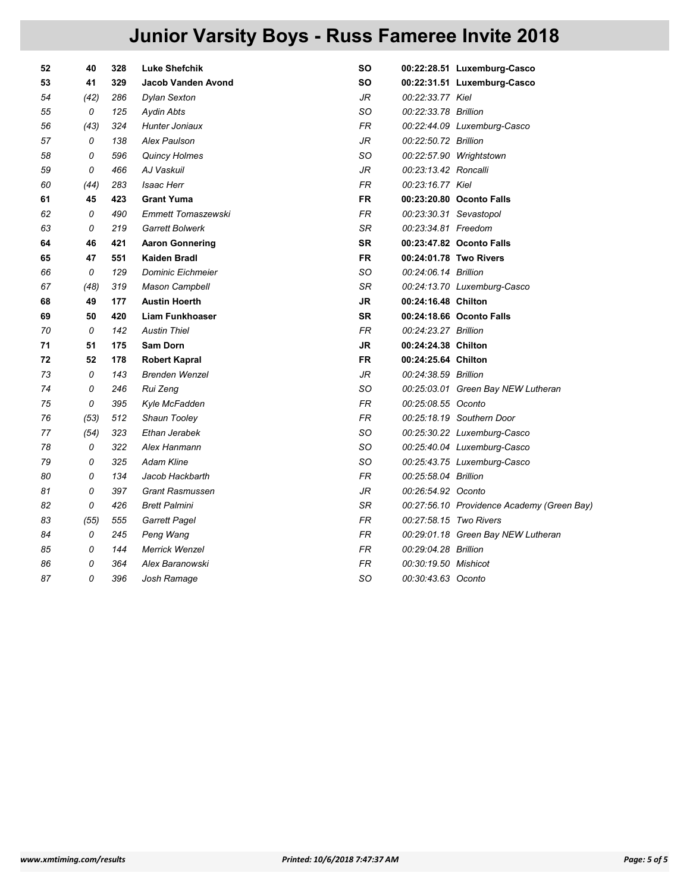# Junior Varsity Boys - Russ Fameree Invite 2018

| | | | | | | |
|---|---|---|---|---|---|---|
| **52** | **40** | **328** | **Luke Shefchik** | **SO** | **00:22:28.51** | **Luxemburg-Casco** |
| **53** | **41** | **329** | **Jacob Vanden Avond** | **SO** | **00:22:31.51** | **Luxemburg-Casco** |
| *54* | *(42)* | *286* | *Dylan Sexton* | *JR* | *00:22:33.77* | *Kiel* |
| *55* | *0* | *125* | *Aydin Abts* | *SO* | *00:22:33.78* | *Brillion* |
| *56* | *(43)* | *324* | *Hunter Joniaux* | *FR* | *00:22:44.09* | *Luxemburg-Casco* |
| *57* | *0* | *138* | *Alex Paulson* | *JR* | *00:22:50.72* | *Brillion* |
| *58* | *0* | *596* | *Quincy Holmes* | *SO* | *00:22:57.90* | *Wrightstown* |
| *59* | *0* | *466* | *AJ Vaskuil* | *JR* | *00:23:13.42* | *Roncalli* |
| *60* | *(44)* | *283* | *Isaac Herr* | *FR* | *00:23:16.77* | *Kiel* |
| **61** | **45** | **423** | **Grant Yuma** | **FR** | **00:23:20.80** | **Oconto Falls** |
| *62* | *0* | *490* | *Emmett Tomaszewski* | *FR* | *00:23:30.31* | *Sevastopol* |
| *63* | *0* | *219* | *Garrett Bolwerk* | *SR* | *00:23:34.81* | *Freedom* |
| **64** | **46** | **421** | **Aaron Gonnering** | **SR** | **00:23:47.82** | **Oconto Falls** |
| **65** | **47** | **551** | **Kaiden Bradl** | **FR** | **00:24:01.78** | **Two Rivers** |
| *66* | *0* | *129* | *Dominic Eichmeier* | *SO* | *00:24:06.14* | *Brillion* |
| *67* | *(48)* | *319* | *Mason Campbell* | *SR* | *00:24:13.70* | *Luxemburg-Casco* |
| **68** | **49** | **177** | **Austin Hoerth** | **JR** | **00:24:16.48** | **Chilton** |
| **69** | **50** | **420** | **Liam Funkhoaser** | **SR** | **00:24:18.66** | **Oconto Falls** |
| *70* | *0* | *142* | *Austin Thiel* | *FR* | *00:24:23.27* | *Brillion* |
| **71** | **51** | **175** | **Sam Dorn** | **JR** | **00:24:24.38** | **Chilton** |
| **72** | **52** | **178** | **Robert Kapral** | **FR** | **00:24:25.64** | **Chilton** |
| *73* | *0* | *143* | *Brenden Wenzel* | *JR* | *00:24:38.59* | *Brillion* |
| *74* | *0* | *246* | *Rui Zeng* | *SO* | *00:25:03.01* | *Green Bay NEW Lutheran* |
| *75* | *0* | *395* | *Kyle McFadden* | *FR* | *00:25:08.55* | *Oconto* |
| *76* | *(53)* | *512* | *Shaun Tooley* | *FR* | *00:25:18.19* | *Southern Door* |
| *77* | *(54)* | *323* | *Ethan Jerabek* | *SO* | *00:25:30.22* | *Luxemburg-Casco* |
| *78* | *0* | *322* | *Alex Hanmann* | *SO* | *00:25:40.04* | *Luxemburg-Casco* |
| *79* | *0* | *325* | *Adam Kline* | *SO* | *00:25:43.75* | *Luxemburg-Casco* |
| *80* | *0* | *134* | *Jacob Hackbarth* | *FR* | *00:25:58.04* | *Brillion* |
| *81* | *0* | *397* | *Grant Rasmussen* | *JR* | *00:26:54.92* | *Oconto* |
| *82* | *0* | *426* | *Brett Palmini* | *SR* | *00:27:56.10* | *Providence Academy (Green Bay)* |
| *83* | *(55)* | *555* | *Garrett Pagel* | *FR* | *00:27:58.15* | *Two Rivers* |
| *84* | *0* | *245* | *Peng Wang* | *FR* | *00:29:01.18* | *Green Bay NEW Lutheran* |
| *85* | *0* | *144* | *Merrick Wenzel* | *FR* | *00:29:04.28* | *Brillion* |
| *86* | *0* | *364* | *Alex Baranowski* | *FR* | *00:30:19.50* | *Mishicot* |
| *87* | *0* | *396* | *Josh Ramage* | *SO* | *00:30:43.63* | *Oconto* |

*www.xmtiming.com/results* *Printed: 10/6/2018 7:47:37 AM*